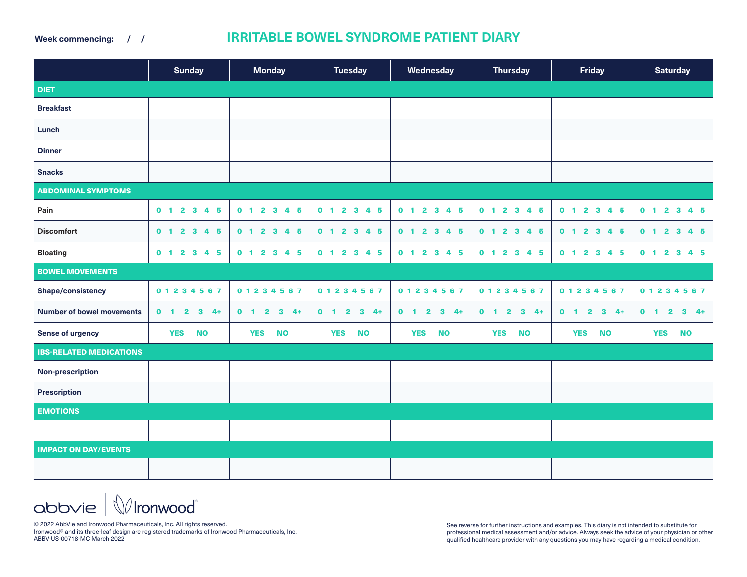Week commencing: / /

# IRRITABLE BOWEL SYNDROME PATIENT DIARY

| | Sunday | Monday | Tuesday | Wednesday | Thursday | Friday | Saturday |
|---|---|---|---|---|---|---|---|
| **DIET** | | | | | | | |
| **Breakfast** | | | | | | | |
| **Lunch** | | | | | | | |
| **Dinner** | | | | | | | |
| **Snacks** | | | | | | | |
| **ABDOMINAL SYMPTOMS** | | | | | | | |
| **Pain** | 0 1 2 3 4 5 | 0 1 2 3 4 5 | 0 1 2 3 4 5 | 0 1 2 3 4 5 | 0 1 2 3 4 5 | 0 1 2 3 4 5 | 0 1 2 3 4 5 |
| **Discomfort** | 0 1 2 3 4 5 | 0 1 2 3 4 5 | 0 1 2 3 4 5 | 0 1 2 3 4 5 | 0 1 2 3 4 5 | 0 1 2 3 4 5 | 0 1 2 3 4 5 |
| **Bloating** | 0 1 2 3 4 5 | 0 1 2 3 4 5 | 0 1 2 3 4 5 | 0 1 2 3 4 5 | 0 1 2 3 4 5 | 0 1 2 3 4 5 | 0 1 2 3 4 5 |
| **BOWEL MOVEMENTS** | | | | | | | |
| **Shape/consistency** | 0 1 2 3 4 5 6 7 | 0 1 2 3 4 5 6 7 | 0 1 2 3 4 5 6 7 | 0 1 2 3 4 5 6 7 | 0 1 2 3 4 5 6 7 | 0 1 2 3 4 5 6 7 | 0 1 2 3 4 5 6 7 |
| **Number of bowel movements** | 0 1 2 3 4+ | 0 1 2 3 4+ | 0 1 2 3 4+ | 0 1 2 3 4+ | 0 1 2 3 4+ | 0 1 2 3 4+ | 0 1 2 3 4+ |
| **Sense of urgency** | YES NO | YES NO | YES NO | YES NO | YES NO | YES NO | YES NO |
| **IBS-RELATED MEDICATIONS** | | | | | | | |
| **Non-prescription** | | | | | | | |
| **Prescription** | | | | | | | |
| **EMOTIONS** | | | | | | | |
| | | | | | | | |
| **IMPACT ON DAY/EVENTS** | | | | | | | |
| | | | | | | | |

abbvie | Ironwood®

© 2022 AbbVie and Ironwood Pharmaceuticals, Inc. All rights reserved.
Ironwood® and its three-leaf design are registered trademarks of Ironwood Pharmaceuticals, Inc.
ABBV-US-00718-MC March 2022

See reverse for further instructions and examples. This diary is not intended to substitute for professional medical assessment and/or advice. Always seek the advice of your physician or other qualified healthcare provider with any questions you may have regarding a medical condition.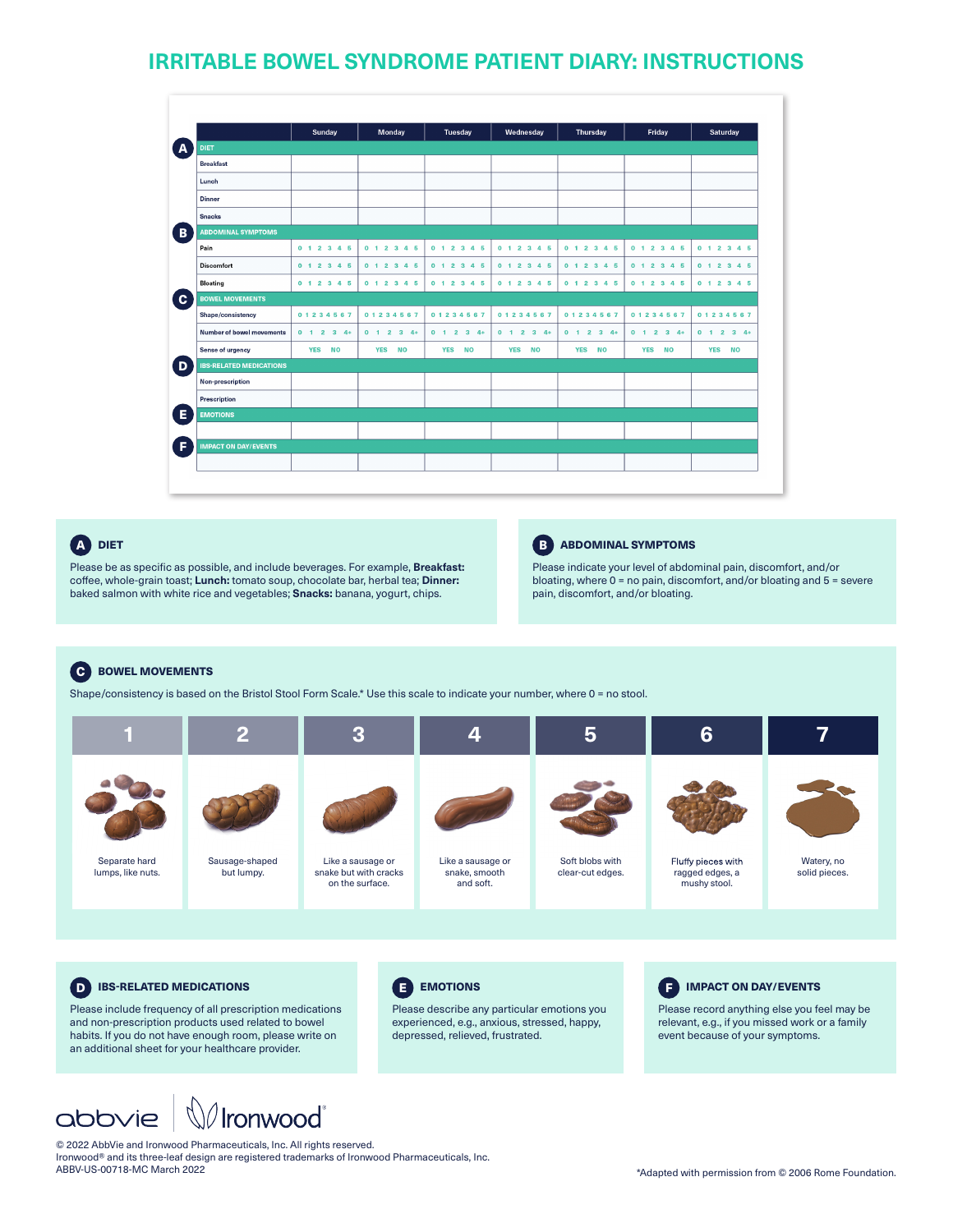# IRRITABLE BOWEL SYNDROME PATIENT DIARY: INSTRUCTIONS

| | Sunday | Monday | Tuesday | Wednesday | Thursday | Friday | Saturday |
|---|---|---|---|---|---|---|---|
| **A** DIET | | | | | | | |
| Breakfast | | | | | | | |
| Lunch | | | | | | | |
| Dinner | | | | | | | |
| Snacks | | | | | | | |
| **B** ABDOMINAL SYMPTOMS | | | | | | | |
| Pain | 0 1 2 3 4 5 | 0 1 2 3 4 5 | 0 1 2 3 4 5 | 0 1 2 3 4 5 | 0 1 2 3 4 5 | 0 1 2 3 4 5 | 0 1 2 3 4 5 |
| Discomfort | 0 1 2 3 4 5 | 0 1 2 3 4 5 | 0 1 2 3 4 5 | 0 1 2 3 4 5 | 0 1 2 3 4 5 | 0 1 2 3 4 5 | 0 1 2 3 4 5 |
| Bloating | 0 1 2 3 4 5 | 0 1 2 3 4 5 | 0 1 2 3 4 5 | 0 1 2 3 4 5 | 0 1 2 3 4 5 | 0 1 2 3 4 5 | 0 1 2 3 4 5 |
| **C** BOWEL MOVEMENTS | | | | | | | |
| Shape/consistency | 0 1 2 3 4 5 6 7 | 0 1 2 3 4 5 6 7 | 0 1 2 3 4 5 6 7 | 0 1 2 3 4 5 6 7 | 0 1 2 3 4 5 6 7 | 0 1 2 3 4 5 6 7 | 0 1 2 3 4 5 6 7 |
| Number of bowel movements | 0 1 2 3 4+ | 0 1 2 3 4+ | 0 1 2 3 4+ | 0 1 2 3 4+ | 0 1 2 3 4+ | 0 1 2 3 4+ | 0 1 2 3 4+ |
| Sense of urgency | YES NO | YES NO | YES NO | YES NO | YES NO | YES NO | YES NO |
| **D** IBS-RELATED MEDICATIONS | | | | | | | |
| Non-prescription | | | | | | | |
| Prescription | | | | | | | |
| **E** EMOTIONS | | | | | | | |
| | | | | | | | |
| **F** IMPACT ON DAY/EVENTS | | | | | | | |
| | | | | | | | |

## A DIET

Please be as specific as possible, and include beverages. For example, **Breakfast:** coffee, whole-grain toast; **Lunch:** tomato soup, chocolate bar, herbal tea; **Dinner:** baked salmon with white rice and vegetables; **Snacks:** banana, yogurt, chips.

## B ABDOMINAL SYMPTOMS

Please indicate your level of abdominal pain, discomfort, and/or bloating, where 0 = no pain, discomfort, and/or bloating and 5 = severe pain, discomfort, and/or bloating.

## C BOWEL MOVEMENTS

Shape/consistency is based on the Bristol Stool Form Scale.* Use this scale to indicate your number, where 0 = no stool.

| 1 | 2 | 3 | 4 | 5 | 6 | 7 |
|---|---|---|---|---|---|---|
| Separate hard lumps, like nuts. | Sausage-shaped but lumpy. | Like a sausage or snake but with cracks on the surface. | Like a sausage or snake, smooth and soft. | Soft blobs with clear-cut edges. | Fluffy pieces with ragged edges, a mushy stool. | Watery, no solid pieces. |

## D IBS-RELATED MEDICATIONS

Please include frequency of all prescription medications and non-prescription products used related to bowel habits. If you do not have enough room, please write on an additional sheet for your healthcare provider.

## E EMOTIONS

Please describe any particular emotions you experienced, e.g., anxious, stressed, happy, depressed, relieved, frustrated.

## F IMPACT ON DAY/EVENTS

Please record anything else you feel may be relevant, e.g., if you missed work or a family event because of your symptoms.

abbvie | Ironwood®

© 2022 AbbVie and Ironwood Pharmaceuticals, Inc. All rights reserved.
Ironwood® and its three-leaf design are registered trademarks of Ironwood Pharmaceuticals, Inc.
ABBV-US-00718-MC March 2022

*Adapted with permission from © 2006 Rome Foundation.